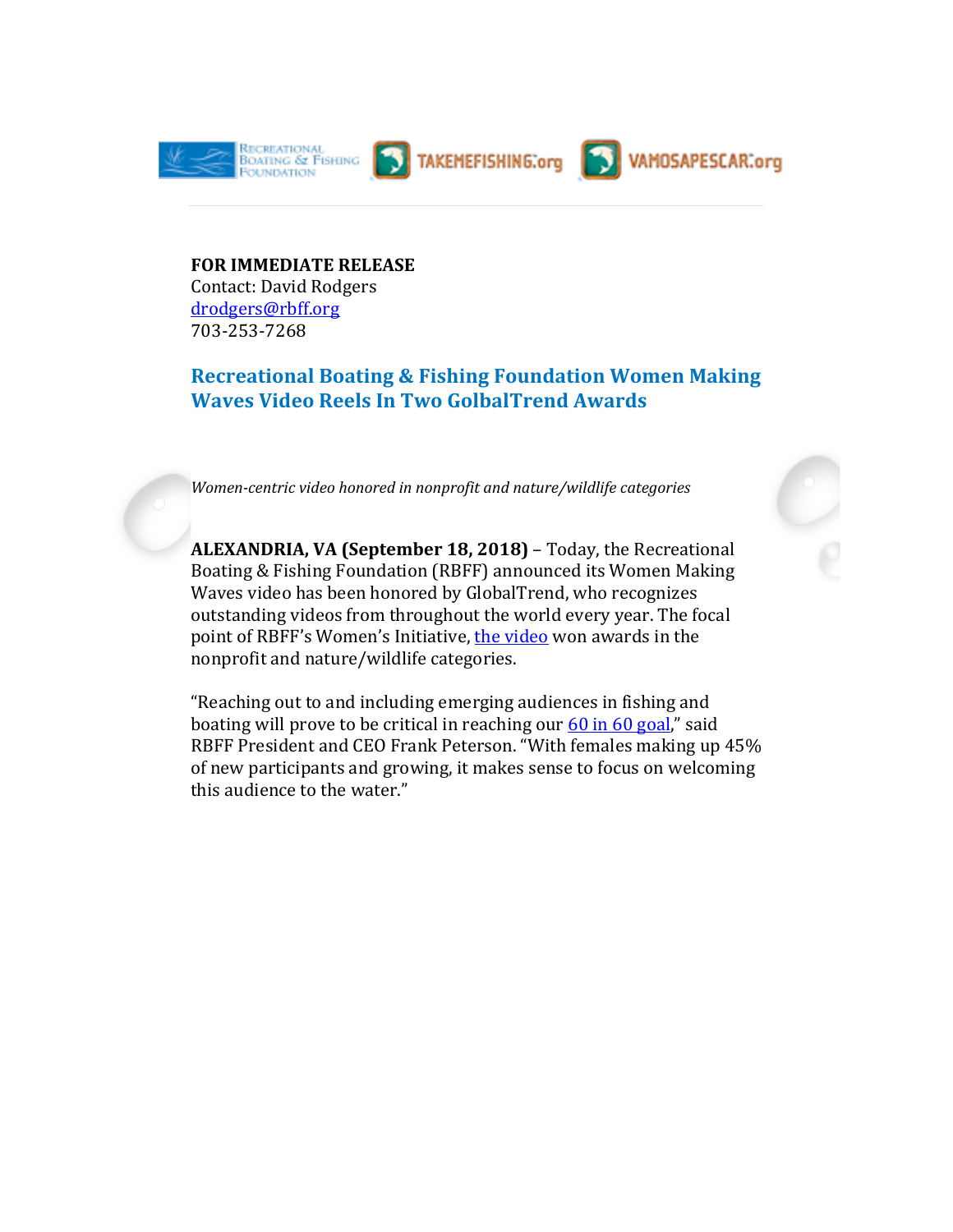**FOR IMMEDIATE RELEASE**
Contact: David Rodgers
drodgers@rbff.org
703-253-7268

## Recreational Boating & Fishing Foundation Women Making Waves Video Reels In Two GolbalTrend Awards

*Women-centric video honored in nonprofit and nature/wildlife categories*

**ALEXANDRIA, VA (September 18, 2018)** – Today, the Recreational Boating & Fishing Foundation (RBFF) announced its Women Making Waves video has been honored by GlobalTrend, who recognizes outstanding videos from throughout the world every year. The focal point of RBFF's Women's Initiative, the video won awards in the nonprofit and nature/wildlife categories.

"Reaching out to and including emerging audiences in fishing and boating will prove to be critical in reaching our 60 in 60 goal," said RBFF President and CEO Frank Peterson. "With females making up 45% of new participants and growing, it makes sense to focus on welcoming this audience to the water."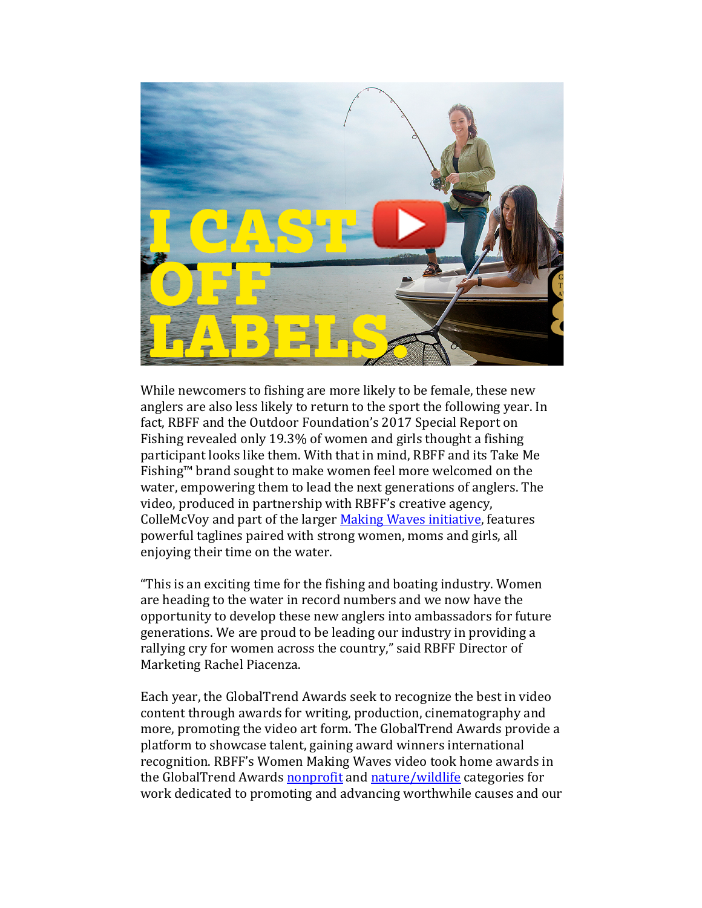While newcomers to fishing are more likely to be female, these new anglers are also less likely to return to the sport the following year. In fact, RBFF and the Outdoor Foundation's 2017 Special Report on Fishing revealed only 19.3% of women and girls thought a fishing participant looks like them. With that in mind, RBFF and its Take Me Fishing™ brand sought to make women feel more welcomed on the water, empowering them to lead the next generations of anglers. The video, produced in partnership with RBFF's creative agency, ColleMcVoy and part of the larger Making Waves initiative, features powerful taglines paired with strong women, moms and girls, all enjoying their time on the water.

"This is an exciting time for the fishing and boating industry. Women are heading to the water in record numbers and we now have the opportunity to develop these new anglers into ambassadors for future generations. We are proud to be leading our industry in providing a rallying cry for women across the country," said RBFF Director of Marketing Rachel Piacenza.

Each year, the GlobalTrend Awards seek to recognize the best in video content through awards for writing, production, cinematography and more, promoting the video art form. The GlobalTrend Awards provide a platform to showcase talent, gaining award winners international recognition. RBFF's Women Making Waves video took home awards in the GlobalTrend Awards nonprofit and nature/wildlife categories for work dedicated to promoting and advancing worthwhile causes and our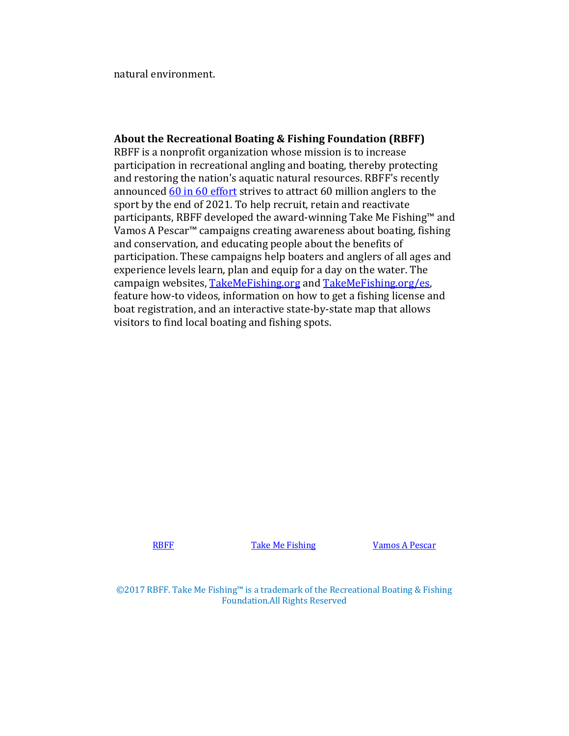natural environment.

**About the Recreational Boating & Fishing Foundation (RBFF)**
RBFF is a nonprofit organization whose mission is to increase participation in recreational angling and boating, thereby protecting and restoring the nation's aquatic natural resources. RBFF's recently announced 60 in 60 effort strives to attract 60 million anglers to the sport by the end of 2021. To help recruit, retain and reactivate participants, RBFF developed the award-winning Take Me Fishing™ and Vamos A Pescar™ campaigns creating awareness about boating, fishing and conservation, and educating people about the benefits of participation. These campaigns help boaters and anglers of all ages and experience levels learn, plan and equip for a day on the water. The campaign websites, TakeMeFishing.org and TakeMeFishing.org/es, feature how-to videos, information on how to get a fishing license and boat registration, and an interactive state-by-state map that allows visitors to find local boating and fishing spots.

RBFF Take Me Fishing Vamos A Pescar

©2017 RBFF. Take Me Fishing™ is a trademark of the Recreational Boating & Fishing Foundation.All Rights Reserved